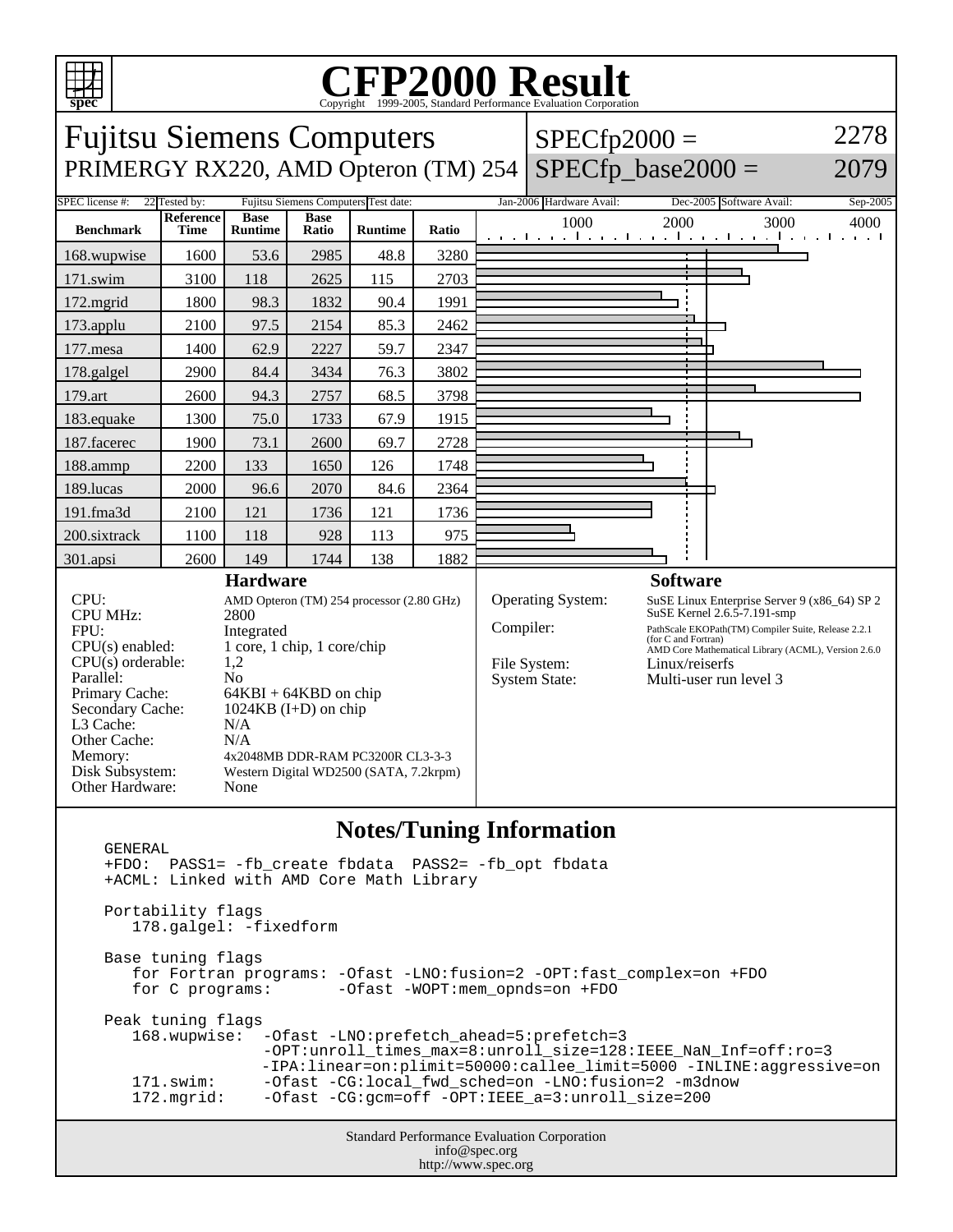# CFP2000 Result

Copyright 1999-2005, Standard Performance Evaluation Corporation

## Fujitsu Siemens Computers
PRIMERGY RX220, AMD Opteron (TM) 254

SPECfp2000 = 2278
SPECfp_base2000 = 2079

SPEC license #: 22 | Tested by: Fujitsu Siemens Computers | Test date: Jan-2006 | Hardware Avail: Dec-2005 | Software Avail: Sep-2005

| Benchmark | Reference Time | Base Runtime | Base Ratio | Runtime | Ratio |
|---|---|---|---|---|---|
| 168.wupwise | 1600 | 53.6 | 2985 | 48.8 | 3280 |
| 171.swim | 3100 | 118 | 2625 | 115 | 2703 |
| 172.mgrid | 1800 | 98.3 | 1832 | 90.4 | 1991 |
| 173.applu | 2100 | 97.5 | 2154 | 85.3 | 2462 |
| 177.mesa | 1400 | 62.9 | 2227 | 59.7 | 2347 |
| 178.galgel | 2900 | 84.4 | 3434 | 76.3 | 3802 |
| 179.art | 2600 | 94.3 | 2757 | 68.5 | 3798 |
| 183.equake | 1300 | 75.0 | 1733 | 67.9 | 1915 |
| 187.facerec | 1900 | 73.1 | 2600 | 69.7 | 2728 |
| 188.ammp | 2200 | 133 | 1650 | 126 | 1748 |
| 189.lucas | 2000 | 96.6 | 2070 | 84.6 | 2364 |
| 191.fma3d | 2100 | 121 | 1736 | 121 | 1736 |
| 200.sixtrack | 1100 | 118 | 928 | 113 | 975 |
| 301.apsi | 2600 | 149 | 1744 | 138 | 1882 |

### Hardware

| | |
|---|---|
| CPU: | AMD Opteron (TM) 254 processor (2.80 GHz) |
| CPU MHz: | 2800 |
| FPU: | Integrated |
| CPU(s) enabled: | 1 core, 1 chip, 1 core/chip |
| CPU(s) orderable: | 1,2 |
| Parallel: | No |
| Primary Cache: | 64KBI + 64KBD on chip |
| Secondary Cache: | 1024KB (I+D) on chip |
| L3 Cache: | N/A |
| Other Cache: | N/A |
| Memory: | 4x2048MB DDR-RAM PC3200R CL3-3-3 |
| Disk Subsystem: | Western Digital WD2500 (SATA, 7.2krpm) |
| Other Hardware: | None |

### Software

| | |
|---|---|
| Operating System: | SuSE Linux Enterprise Server 9 (x86_64) SP 2 SuSE Kernel 2.6.5-7.191-smp |
| Compiler: | PathScale EKOPath(TM) Compiler Suite, Release 2.2.1 (for C and Fortran) AMD Core Mathematical Library (ACML), Version 2.6.0 |
| File System: | Linux/reiserfs |
| System State: | Multi-user run level 3 |

### Notes/Tuning Information

```
GENERAL
+FDO:  PASS1= -fb_create fbdata  PASS2= -fb_opt fbdata
+ACML: Linked with AMD Core Math Library

Portability flags
   178.galgel: -fixedform

Base tuning flags
   for Fortran programs: -Ofast -LNO:fusion=2 -OPT:fast_complex=on +FDO
   for C programs:       -Ofast -WOPT:mem_opnds=on +FDO

Peak tuning flags
   168.wupwise:  -Ofast -LNO:prefetch_ahead=5:prefetch=3
                 -OPT:unroll_times_max=8:unroll_size=128:IEEE_NaN_Inf=off:ro=3
                 -IPA:linear=on:plimit=50000:callee_limit=5000 -INLINE:aggressive=on
   171.swim:     -Ofast -CG:local_fwd_sched=on -LNO:fusion=2 -m3dnow
   172.mgrid:    -Ofast -CG:gcm=off -OPT:IEEE_a=3:unroll_size=200
```

Standard Performance Evaluation Corporation
info@spec.org
http://www.spec.org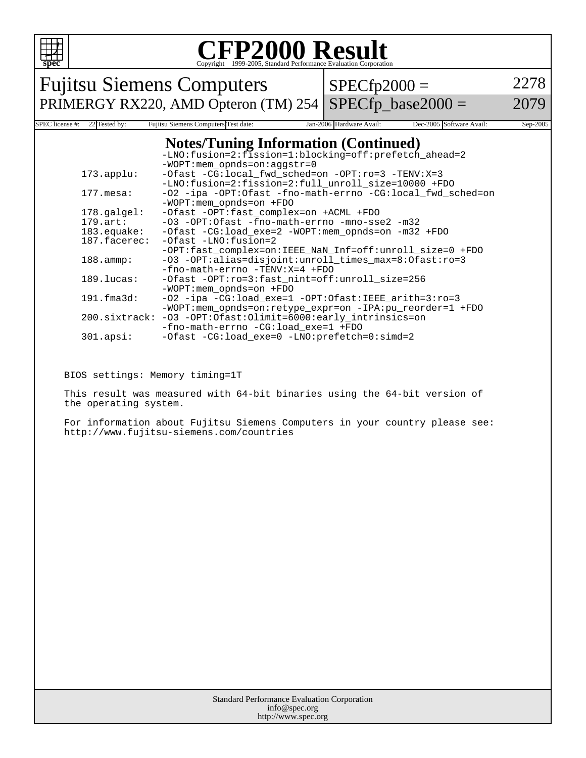# CFP2000 Result

Copyright 1999-2005, Standard Performance Evaluation Corporation

| Fujitsu Siemens Computers | SPECfp2000 = | 2278 |
|---|---|---|
| PRIMERGY RX220, AMD Opteron (TM) 254 | SPECfp_base2000 = | 2079 |

| SPEC license #: | 22 | Tested by: | Fujitsu Siemens Computers | Test date: | Jan-2006 | Hardware Avail: | Dec-2005 | Software Avail: | Sep-2005 |
|---|---|---|---|---|---|---|---|---|---|

## Notes/Tuning Information (Continued)

```
                  -LNO:fusion=2:fission=1:blocking=off:prefetch_ahead=2
                  -WOPT:mem_opnds=on:aggstr=0
    173.applu:    -Ofast -CG:local_fwd_sched=on -OPT:ro=3 -TENV:X=3
                  -LNO:fusion=2:fission=2:full_unroll_size=10000 +FDO
    177.mesa:     -O2 -ipa -OPT:Ofast -fno-math-errno -CG:local_fwd_sched=on
                  -WOPT:mem_opnds=on +FDO
    178.galgel:   -Ofast -OPT:fast_complex=on +ACML +FDO
    179.art:      -O3 -OPT:Ofast -fno-math-errno -mno-sse2 -m32
    183.equake:   -Ofast -CG:load_exe=2 -WOPT:mem_opnds=on -m32 +FDO
    187.facerec:  -Ofast -LNO:fusion=2
                  -OPT:fast_complex=on:IEEE_NaN_Inf=off:unroll_size=0 +FDO
    188.ammp:     -O3 -OPT:alias=disjoint:unroll_times_max=8:Ofast:ro=3
                  -fno-math-errno -TENV:X=4 +FDO
    189.lucas:    -Ofast -OPT:ro=3:fast_nint=off:unroll_size=256
                  -WOPT:mem_opnds=on +FDO
    191.fma3d:    -O2 -ipa -CG:load_exe=1 -OPT:Ofast:IEEE_arith=3:ro=3
                  -WOPT:mem_opnds=on:retype_expr=on -IPA:pu_reorder=1 +FDO
    200.sixtrack: -O3 -OPT:Ofast:Olimit=6000:early_intrinsics=on
                  -fno-math-errno -CG:load_exe=1 +FDO
    301.apsi:     -Ofast -CG:load_exe=0 -LNO:prefetch=0:simd=2
```

BIOS settings: Memory timing=1T

This result was measured with 64-bit binaries using the 64-bit version of the operating system.

For information about Fujitsu Siemens Computers in your country please see:
http://www.fujitsu-siemens.com/countries